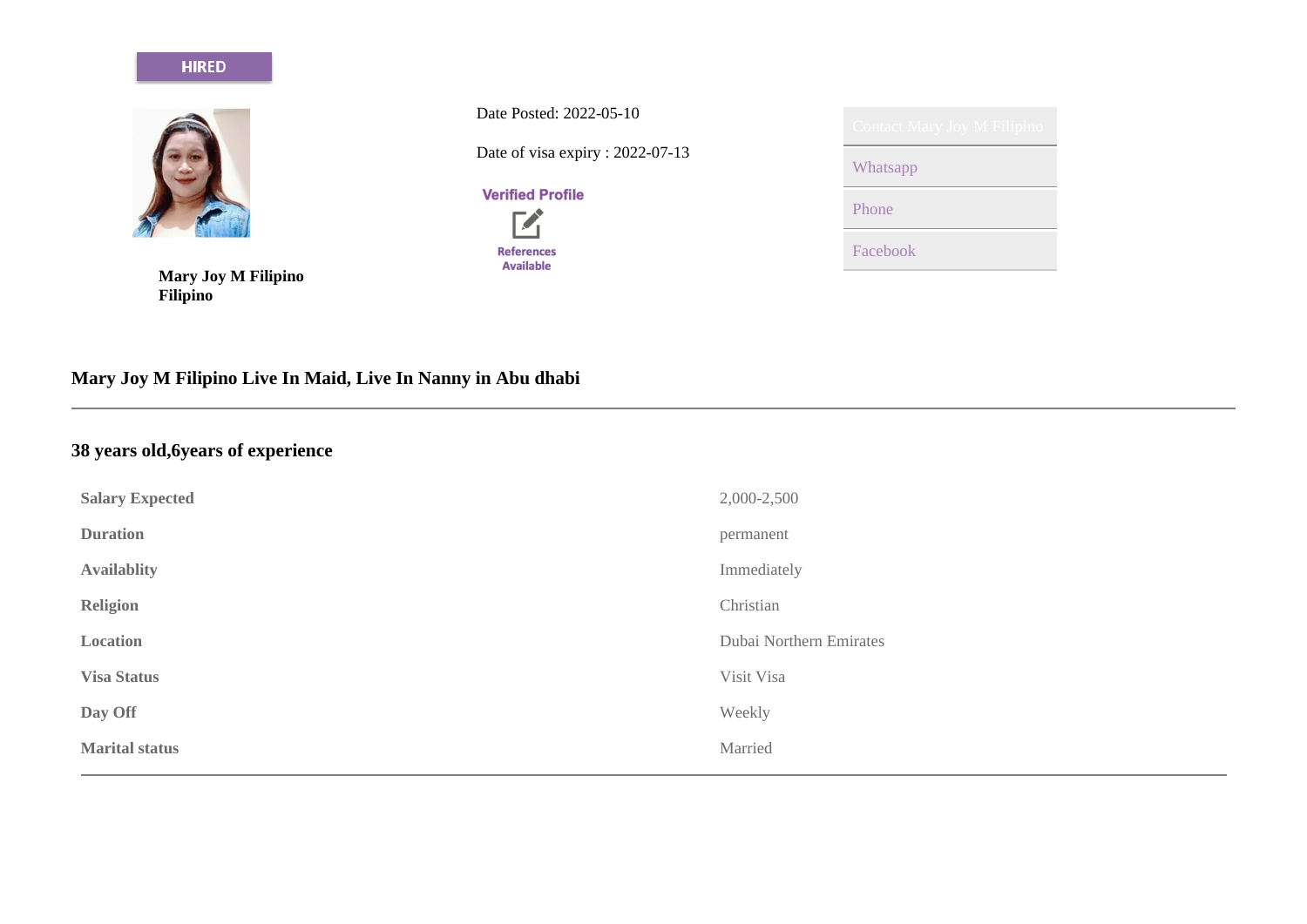HIRED

Mary Joy M Filipino
Filipino

Date Posted: 2022-05-10

Date of visa expiry : 2022-07-13

Verified Profile

References Available

Contact Mary Joy M Filipino

- Whatsapp
- Phone
- Facebook

## Mary Joy M Filipino Live In Maid, Live In Nanny in Abu dhabi

---

### 38 years old,6years of experience

| | |
|---|---|
| **Salary Expected** | 2,000-2,500 |
| **Duration** | permanent |
| **Availablity** | Immediately |
| **Religion** | Christian |
| **Location** | Dubai Northern Emirates |
| **Visa Status** | Visit Visa |
| **Day Off** | Weekly |
| **Marital status** | Married |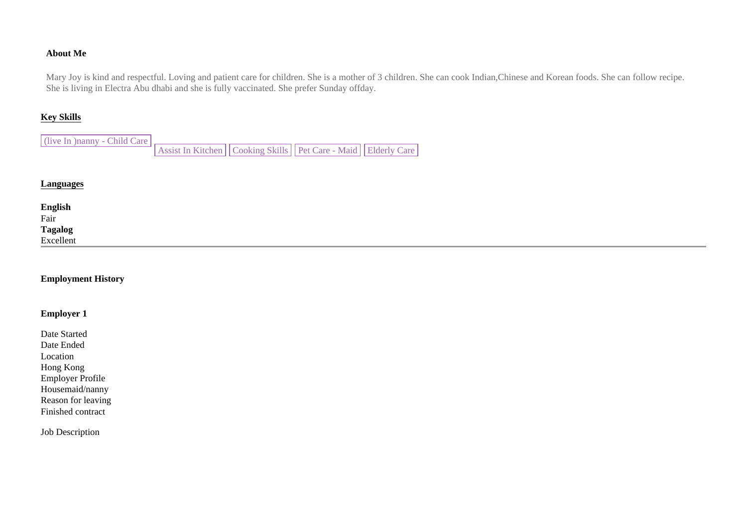**About Me**

Mary Joy is kind and respectful. Loving and patient care for children. She is a mother of 3 children. She can cook Indian,Chinese and Korean foods. She can follow recipe. She is living in Electra Abu dhabi and she is fully vaccinated. She prefer Sunday offday.

**Key Skills**

(live In )nanny - Child Care | Assist In Kitchen | Cooking Skills | Pet Care - Maid | Elderly Care

**Languages**

**English**
Fair
**Tagalog**
Excellent

---

**Employment History**

**Employer 1**

Date Started
Date Ended
Location
Hong Kong
Employer Profile
Housemaid/nanny
Reason for leaving
Finished contract

Job Description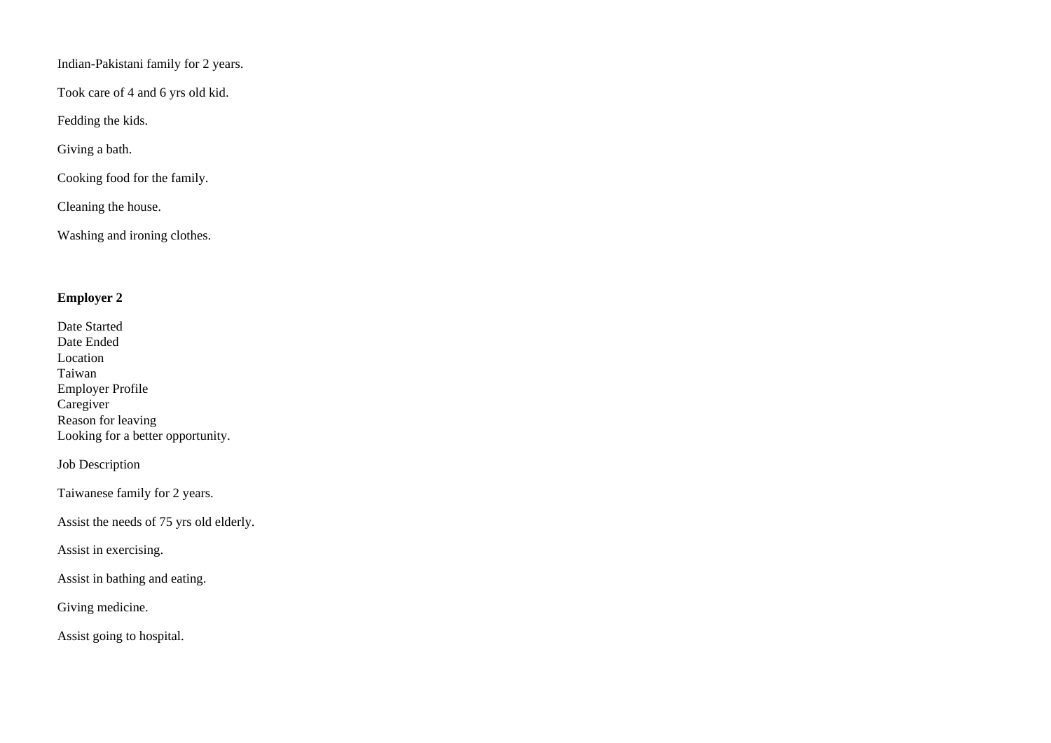Indian-Pakistani family for 2 years.

Took care of 4 and 6 yrs old kid.

Fedding the kids.

Giving a bath.

Cooking food for the family.

Cleaning the house.

Washing and ironing clothes.

**Employer 2**

Date Started
Date Ended
Location
Taiwan
Employer Profile
Caregiver
Reason for leaving
Looking for a better opportunity.

Job Description

Taiwanese family for 2 years.

Assist the needs of 75 yrs old elderly.

Assist in exercising.

Assist in bathing and eating.

Giving medicine.

Assist going to hospital.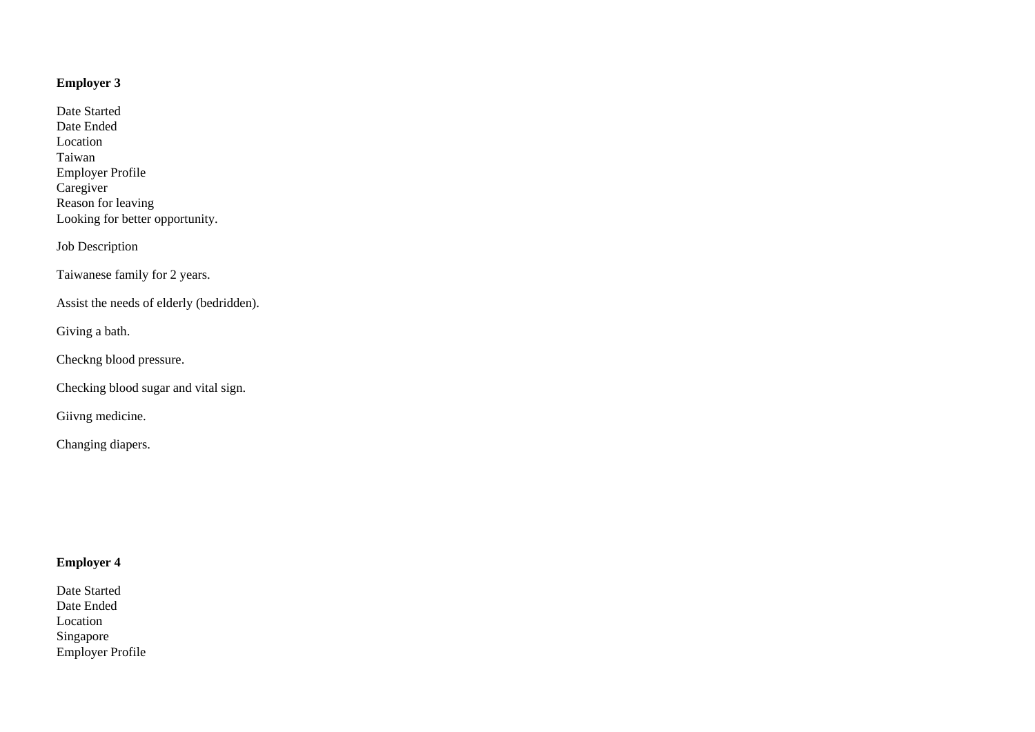**Employer 3**

Date Started
Date Ended
Location
Taiwan
Employer Profile
Caregiver
Reason for leaving
Looking for better opportunity.

Job Description

Taiwanese family for 2 years.

Assist the needs of elderly (bedridden).

Giving a bath.

Checkng blood pressure.

Checking blood sugar and vital sign.

Giivng medicine.

Changing diapers.

**Employer 4**

Date Started
Date Ended
Location
Singapore
Employer Profile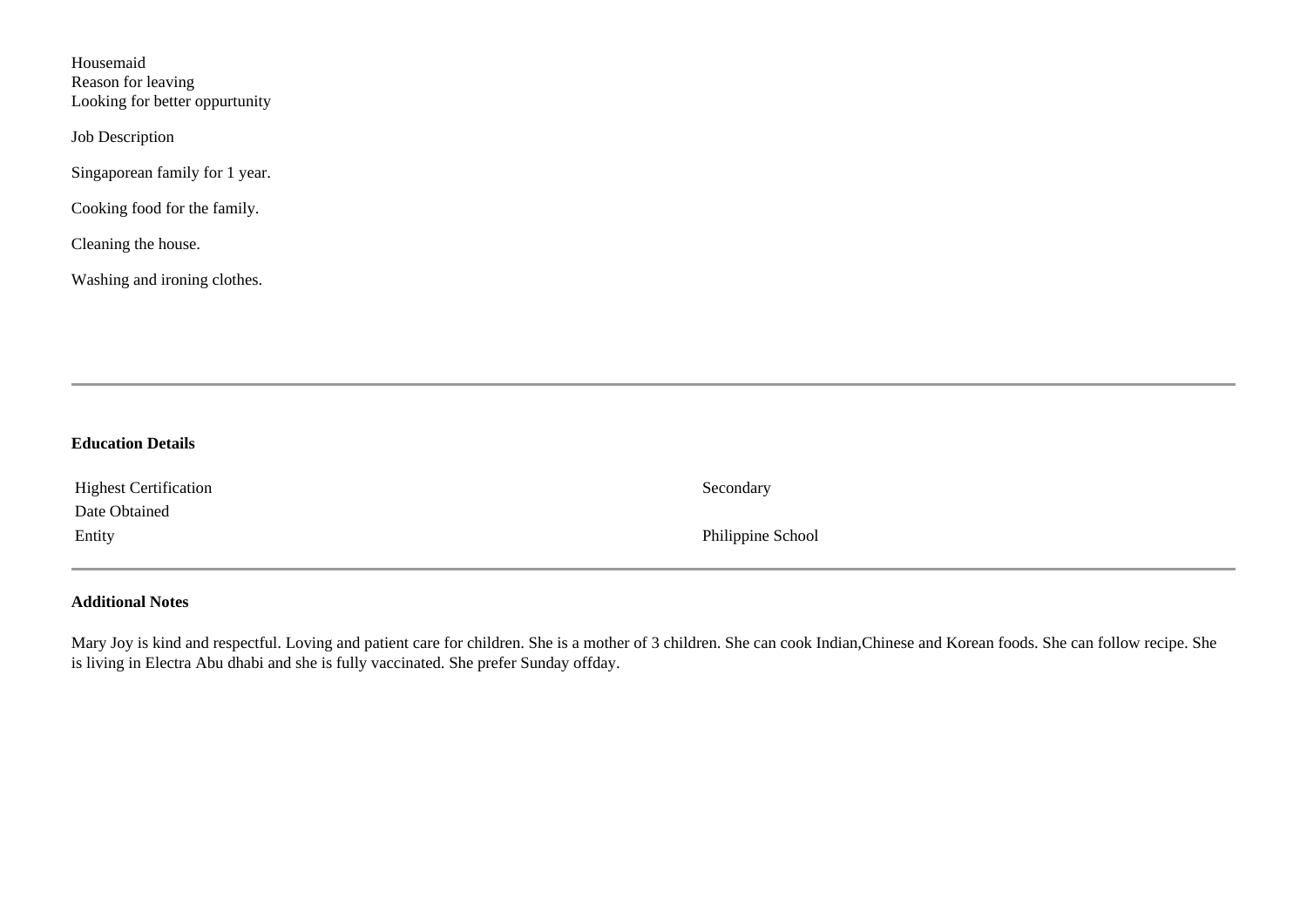Housemaid
Reason for leaving
Looking for better oppurtunity

Job Description

Singaporean family for 1 year.

Cooking food for the family.

Cleaning the house.

Washing and ironing clothes.

---

**Education Details**

| | |
|---|---|
| Highest Certification | Secondary |
| Date Obtained | |
| Entity | Philippine School |

---

**Additional Notes**

Mary Joy is kind and respectful. Loving and patient care for children. She is a mother of 3 children. She can cook Indian,Chinese and Korean foods. She can follow recipe. She is living in Electra Abu dhabi and she is fully vaccinated. She prefer Sunday offday.